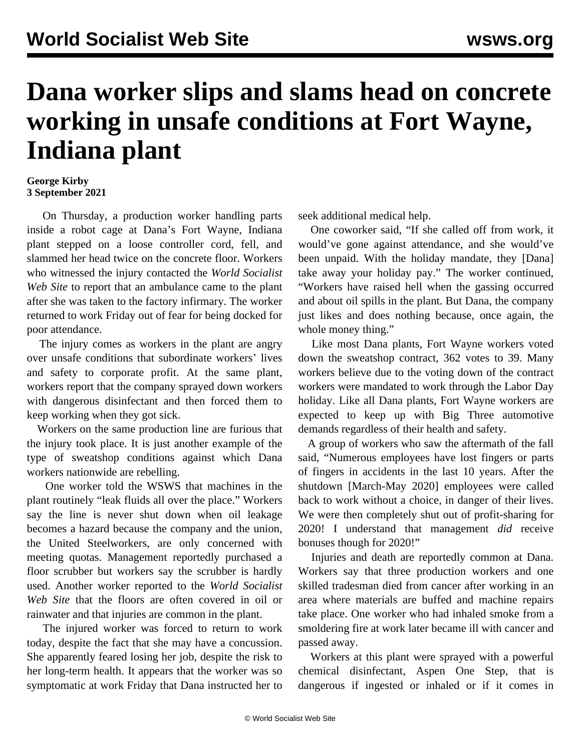# Dana worker slips and slams head on concrete working in unsafe conditions at Fort Wayne, Indiana plant

**George Kirby**
**3 September 2021**

On Thursday, a production worker handling parts inside a robot cage at Dana's Fort Wayne, Indiana plant stepped on a loose controller cord, fell, and slammed her head twice on the concrete floor. Workers who witnessed the injury contacted the *World Socialist Web Site* to report that an ambulance came to the plant after she was taken to the factory infirmary. The worker returned to work Friday out of fear for being docked for poor attendance.

The injury comes as workers in the plant are angry over unsafe conditions that subordinate workers' lives and safety to corporate profit. At the same plant, workers report that the company sprayed down workers with dangerous disinfectant and then forced them to keep working when they got sick.

Workers on the same production line are furious that the injury took place. It is just another example of the type of sweatshop conditions against which Dana workers nationwide are rebelling.

One worker told the WSWS that machines in the plant routinely "leak fluids all over the place." Workers say the line is never shut down when oil leakage becomes a hazard because the company and the union, the United Steelworkers, are only concerned with meeting quotas. Management reportedly purchased a floor scrubber but workers say the scrubber is hardly used. Another worker reported to the *World Socialist Web Site* that the floors are often covered in oil or rainwater and that injuries are common in the plant.

The injured worker was forced to return to work today, despite the fact that she may have a concussion. She apparently feared losing her job, despite the risk to her long-term health. It appears that the worker was so symptomatic at work Friday that Dana instructed her to seek additional medical help.

One coworker said, "If she called off from work, it would've gone against attendance, and she would've been unpaid. With the holiday mandate, they [Dana] take away your holiday pay." The worker continued, "Workers have raised hell when the gassing occurred and about oil spills in the plant. But Dana, the company just likes and does nothing because, once again, the whole money thing."

Like most Dana plants, Fort Wayne workers voted down the sweatshop contract, 362 votes to 39. Many workers believe due to the voting down of the contract workers were mandated to work through the Labor Day holiday. Like all Dana plants, Fort Wayne workers are expected to keep up with Big Three automotive demands regardless of their health and safety.

A group of workers who saw the aftermath of the fall said, "Numerous employees have lost fingers or parts of fingers in accidents in the last 10 years. After the shutdown [March-May 2020] employees were called back to work without a choice, in danger of their lives. We were then completely shut out of profit-sharing for 2020! I understand that management *did* receive bonuses though for 2020!"

Injuries and death are reportedly common at Dana. Workers say that three production workers and one skilled tradesman died from cancer after working in an area where materials are buffed and machine repairs take place. One worker who had inhaled smoke from a smoldering fire at work later became ill with cancer and passed away.

Workers at this plant were sprayed with a powerful chemical disinfectant, Aspen One Step, that is dangerous if ingested or inhaled or if it comes in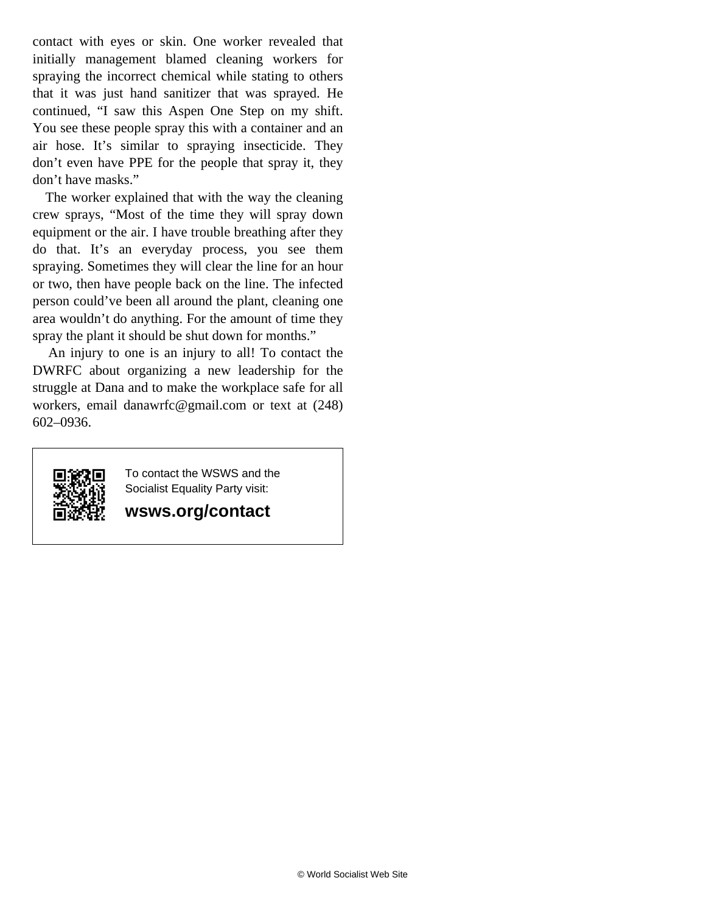contact with eyes or skin. One worker revealed that initially management blamed cleaning workers for spraying the incorrect chemical while stating to others that it was just hand sanitizer that was sprayed. He continued, “I saw this Aspen One Step on my shift. You see these people spray this with a container and an air hose. It’s similar to spraying insecticide. They don’t even have PPE for the people that spray it, they don’t have masks.”

The worker explained that with the way the cleaning crew sprays, “Most of the time they will spray down equipment or the air. I have trouble breathing after they do that. It’s an everyday process, you see them spraying. Sometimes they will clear the line for an hour or two, then have people back on the line. The infected person could’ve been all around the plant, cleaning one area wouldn’t do anything. For the amount of time they spray the plant it should be shut down for months.”

An injury to one is an injury to all! To contact the DWRFC about organizing a new leadership for the struggle at Dana and to make the workplace safe for all workers, email danawrfc@gmail.com or text at (248) 602–0936.

To contact the WSWS and the Socialist Equality Party visit:

**wsws.org/contact**